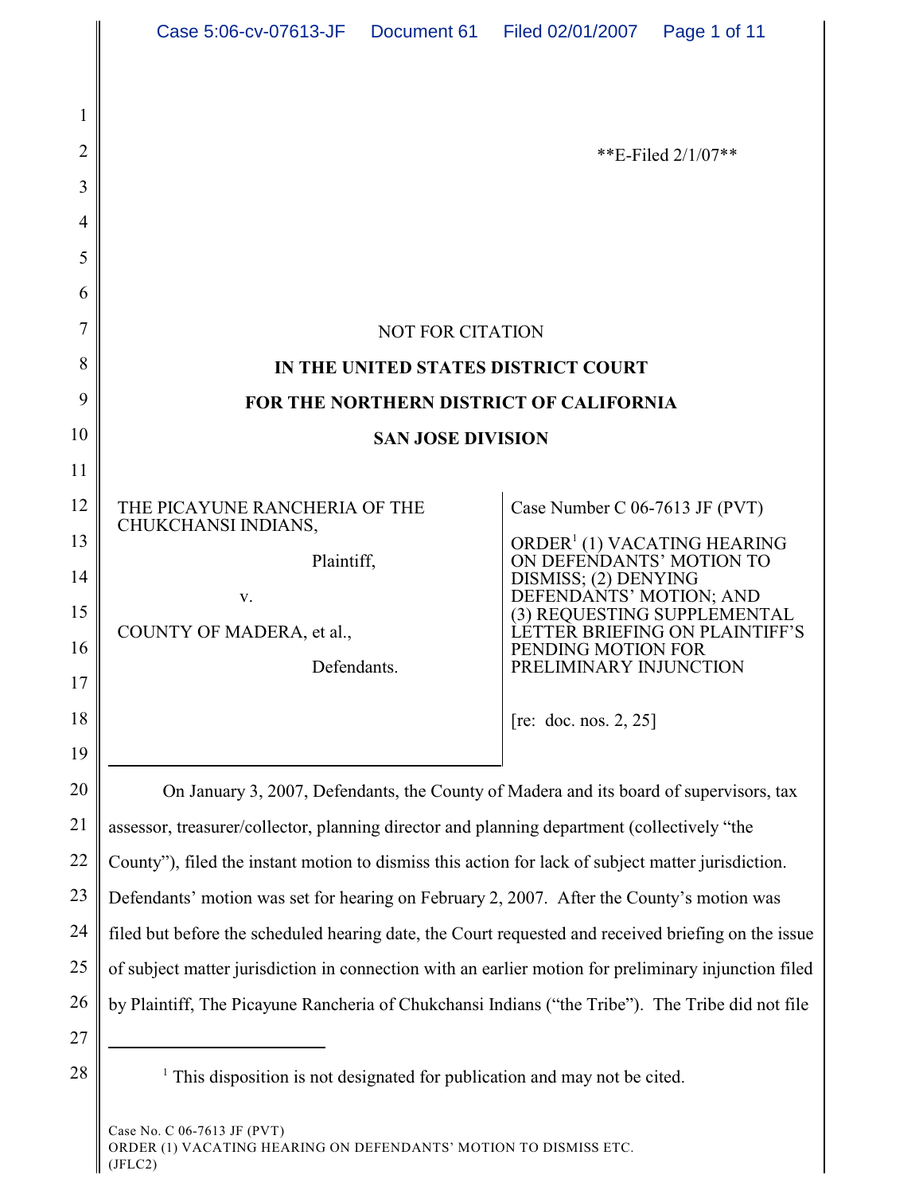**E-Filed 2/1/07**

NOT FOR CITATION

**IN THE UNITED STATES DISTRICT COURT**

**FOR THE NORTHERN DISTRICT OF CALIFORNIA**

**SAN JOSE DIVISION**

| | |
|---|---|
| THE PICAYUNE RANCHERIA OF THE CHUKCHANSI INDIANS,<br><br>Plaintiff,<br><br>v.<br><br>COUNTY OF MADERA, et al.,<br><br>Defendants. | Case Number C 06-7613 JF (PVT)<br><br>ORDER[1] (1) VACATING HEARING ON DEFENDANTS' MOTION TO DISMISS; (2) DENYING DEFENDANTS' MOTION; AND (3) REQUESTING SUPPLEMENTAL LETTER BRIEFING ON PLAINTIFF'S PENDING MOTION FOR PRELIMINARY INJUNCTION<br><br>[re: doc. nos. 2, 25] |

On January 3, 2007, Defendants, the County of Madera and its board of supervisors, tax assessor, treasurer/collector, planning director and planning department (collectively "the County"), filed the instant motion to dismiss this action for lack of subject matter jurisdiction. Defendants' motion was set for hearing on February 2, 2007. After the County's motion was filed but before the scheduled hearing date, the Court requested and received briefing on the issue of subject matter jurisdiction in connection with an earlier motion for preliminary injunction filed by Plaintiff, The Picayune Rancheria of Chukchansi Indians ("the Tribe"). The Tribe did not file

[1] This disposition is not designated for publication and may not be cited.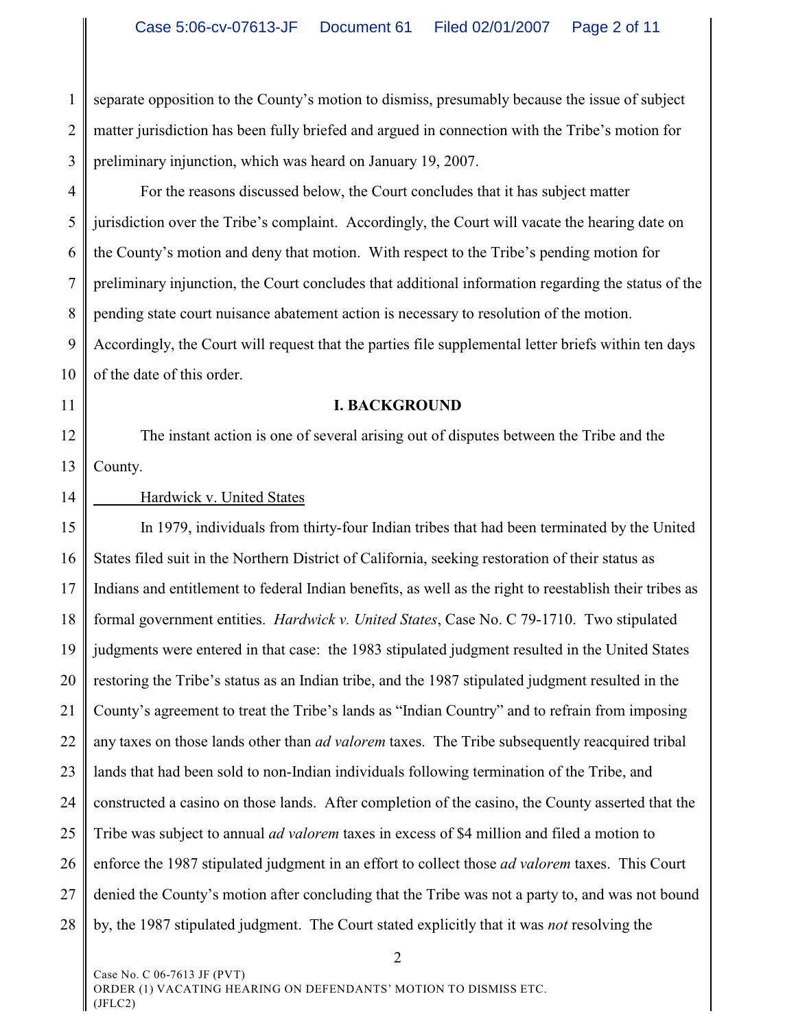separate opposition to the County's motion to dismiss, presumably because the issue of subject matter jurisdiction has been fully briefed and argued in connection with the Tribe's motion for preliminary injunction, which was heard on January 19, 2007.

For the reasons discussed below, the Court concludes that it has subject matter jurisdiction over the Tribe's complaint. Accordingly, the Court will vacate the hearing date on the County's motion and deny that motion. With respect to the Tribe's pending motion for preliminary injunction, the Court concludes that additional information regarding the status of the pending state court nuisance abatement action is necessary to resolution of the motion. Accordingly, the Court will request that the parties file supplemental letter briefs within ten days of the date of this order.

## I. BACKGROUND

The instant action is one of several arising out of disputes between the Tribe and the County.

Hardwick v. United States

In 1979, individuals from thirty-four Indian tribes that had been terminated by the United States filed suit in the Northern District of California, seeking restoration of their status as Indians and entitlement to federal Indian benefits, as well as the right to reestablish their tribes as formal government entities. *Hardwick v. United States*, Case No. C 79-1710. Two stipulated judgments were entered in that case: the 1983 stipulated judgment resulted in the United States restoring the Tribe's status as an Indian tribe, and the 1987 stipulated judgment resulted in the County's agreement to treat the Tribe's lands as "Indian Country" and to refrain from imposing any taxes on those lands other than *ad valorem* taxes. The Tribe subsequently reacquired tribal lands that had been sold to non-Indian individuals following termination of the Tribe, and constructed a casino on those lands. After completion of the casino, the County asserted that the Tribe was subject to annual *ad valorem* taxes in excess of $4 million and filed a motion to enforce the 1987 stipulated judgment in an effort to collect those *ad valorem* taxes. This Court denied the County's motion after concluding that the Tribe was not a party to, and was not bound by, the 1987 stipulated judgment. The Court stated explicitly that it was *not* resolving the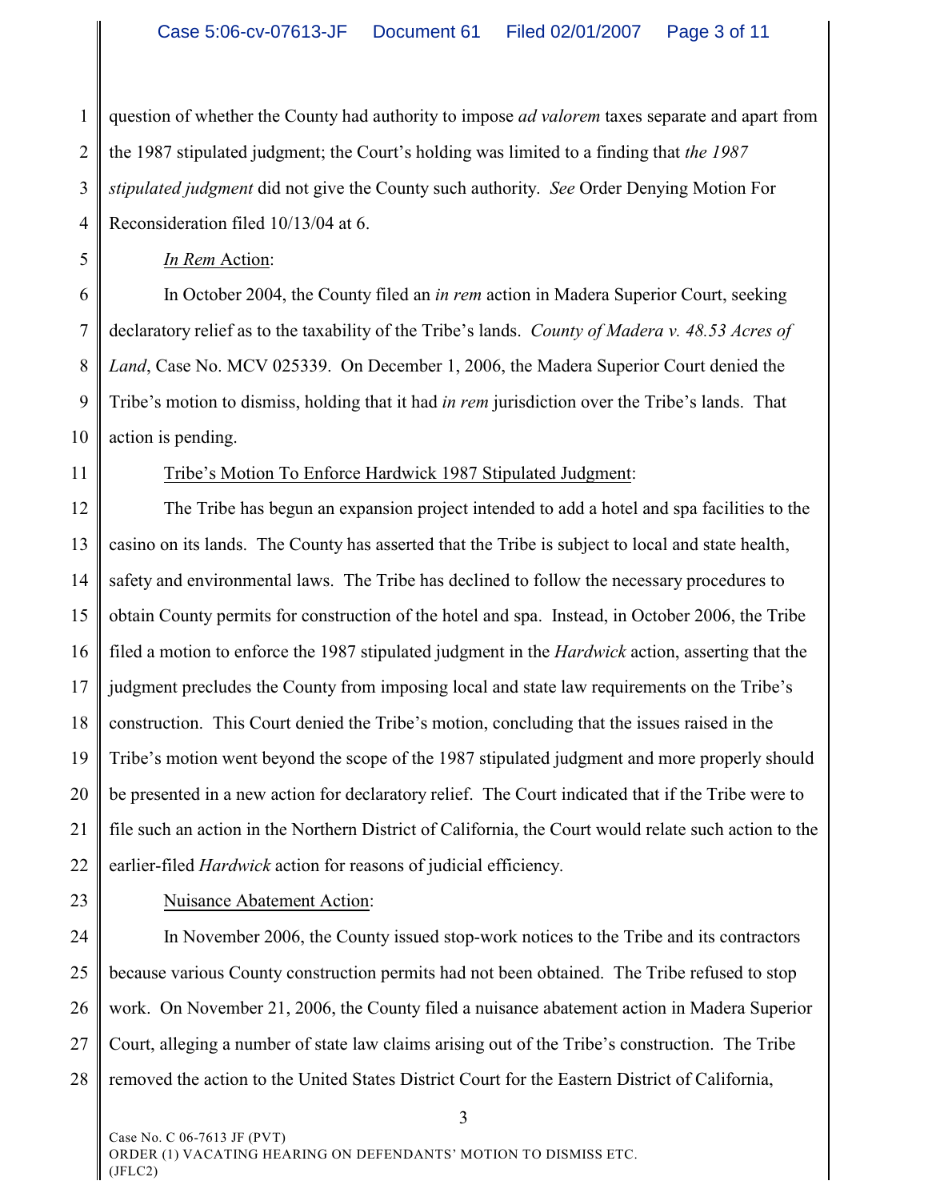question of whether the County had authority to impose *ad valorem* taxes separate and apart from the 1987 stipulated judgment; the Court's holding was limited to a finding that *the 1987 stipulated judgment* did not give the County such authority. *See* Order Denying Motion For Reconsideration filed 10/13/04 at 6.

<u>*In Rem* Action</u>:

In October 2004, the County filed an *in rem* action in Madera Superior Court, seeking declaratory relief as to the taxability of the Tribe's lands. *County of Madera v. 48.53 Acres of Land*, Case No. MCV 025339. On December 1, 2006, the Madera Superior Court denied the Tribe's motion to dismiss, holding that it had *in rem* jurisdiction over the Tribe's lands. That action is pending.

<u>Tribe's Motion To Enforce Hardwick 1987 Stipulated Judgment</u>:

The Tribe has begun an expansion project intended to add a hotel and spa facilities to the casino on its lands. The County has asserted that the Tribe is subject to local and state health, safety and environmental laws. The Tribe has declined to follow the necessary procedures to obtain County permits for construction of the hotel and spa. Instead, in October 2006, the Tribe filed a motion to enforce the 1987 stipulated judgment in the *Hardwick* action, asserting that the judgment precludes the County from imposing local and state law requirements on the Tribe's construction. This Court denied the Tribe's motion, concluding that the issues raised in the Tribe's motion went beyond the scope of the 1987 stipulated judgment and more properly should be presented in a new action for declaratory relief. The Court indicated that if the Tribe were to file such an action in the Northern District of California, the Court would relate such action to the earlier-filed *Hardwick* action for reasons of judicial efficiency.

<u>Nuisance Abatement Action</u>:

In November 2006, the County issued stop-work notices to the Tribe and its contractors because various County construction permits had not been obtained. The Tribe refused to stop work. On November 21, 2006, the County filed a nuisance abatement action in Madera Superior Court, alleging a number of state law claims arising out of the Tribe's construction. The Tribe removed the action to the United States District Court for the Eastern District of California,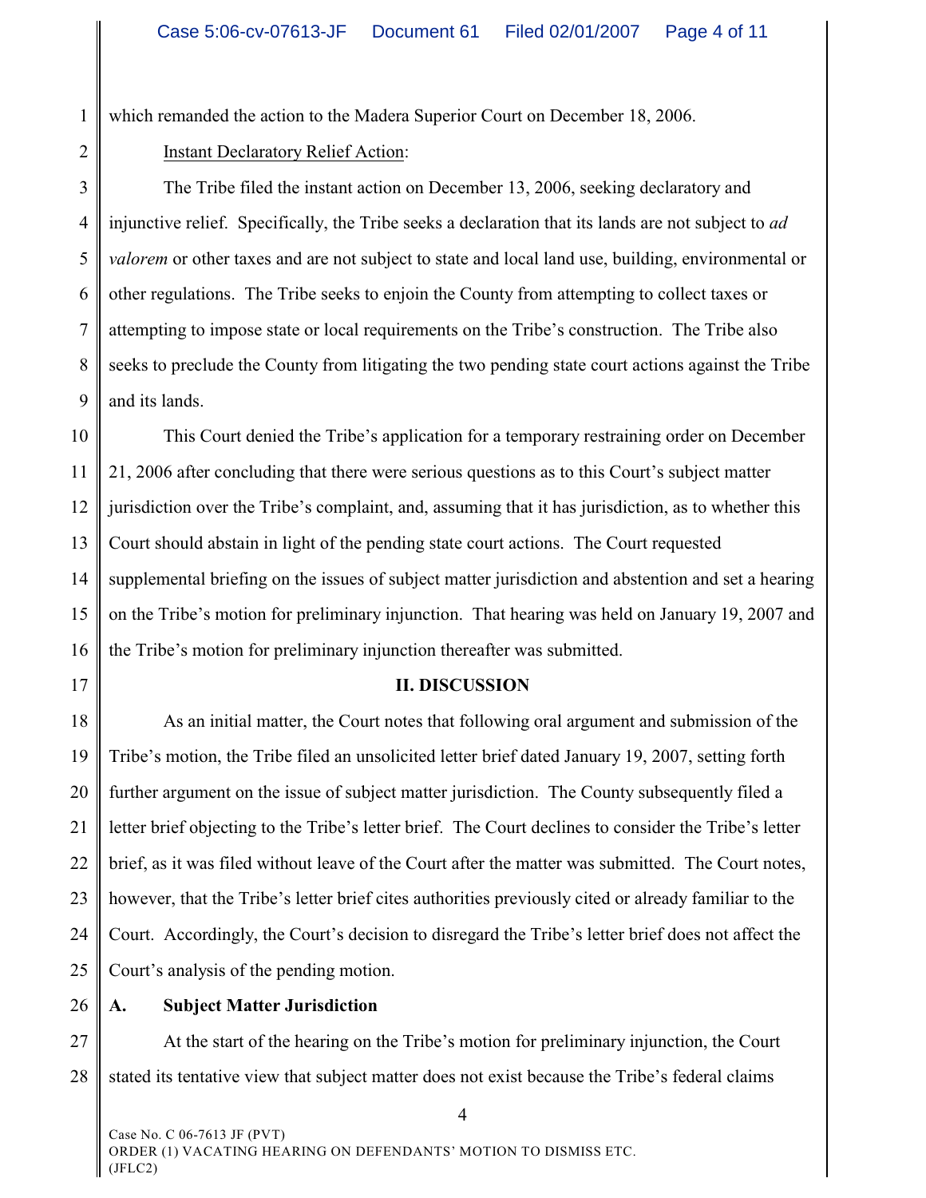which remanded the action to the Madera Superior Court on December 18, 2006.

Instant Declaratory Relief Action:

The Tribe filed the instant action on December 13, 2006, seeking declaratory and injunctive relief. Specifically, the Tribe seeks a declaration that its lands are not subject to *ad valorem* or other taxes and are not subject to state and local land use, building, environmental or other regulations. The Tribe seeks to enjoin the County from attempting to collect taxes or attempting to impose state or local requirements on the Tribe's construction. The Tribe also seeks to preclude the County from litigating the two pending state court actions against the Tribe and its lands.

This Court denied the Tribe's application for a temporary restraining order on December 21, 2006 after concluding that there were serious questions as to this Court's subject matter jurisdiction over the Tribe's complaint, and, assuming that it has jurisdiction, as to whether this Court should abstain in light of the pending state court actions. The Court requested supplemental briefing on the issues of subject matter jurisdiction and abstention and set a hearing on the Tribe's motion for preliminary injunction. That hearing was held on January 19, 2007 and the Tribe's motion for preliminary injunction thereafter was submitted.

## II. DISCUSSION

As an initial matter, the Court notes that following oral argument and submission of the Tribe's motion, the Tribe filed an unsolicited letter brief dated January 19, 2007, setting forth further argument on the issue of subject matter jurisdiction. The County subsequently filed a letter brief objecting to the Tribe's letter brief. The Court declines to consider the Tribe's letter brief, as it was filed without leave of the Court after the matter was submitted. The Court notes, however, that the Tribe's letter brief cites authorities previously cited or already familiar to the Court. Accordingly, the Court's decision to disregard the Tribe's letter brief does not affect the Court's analysis of the pending motion.

### A. Subject Matter Jurisdiction

At the start of the hearing on the Tribe's motion for preliminary injunction, the Court stated its tentative view that subject matter does not exist because the Tribe's federal claims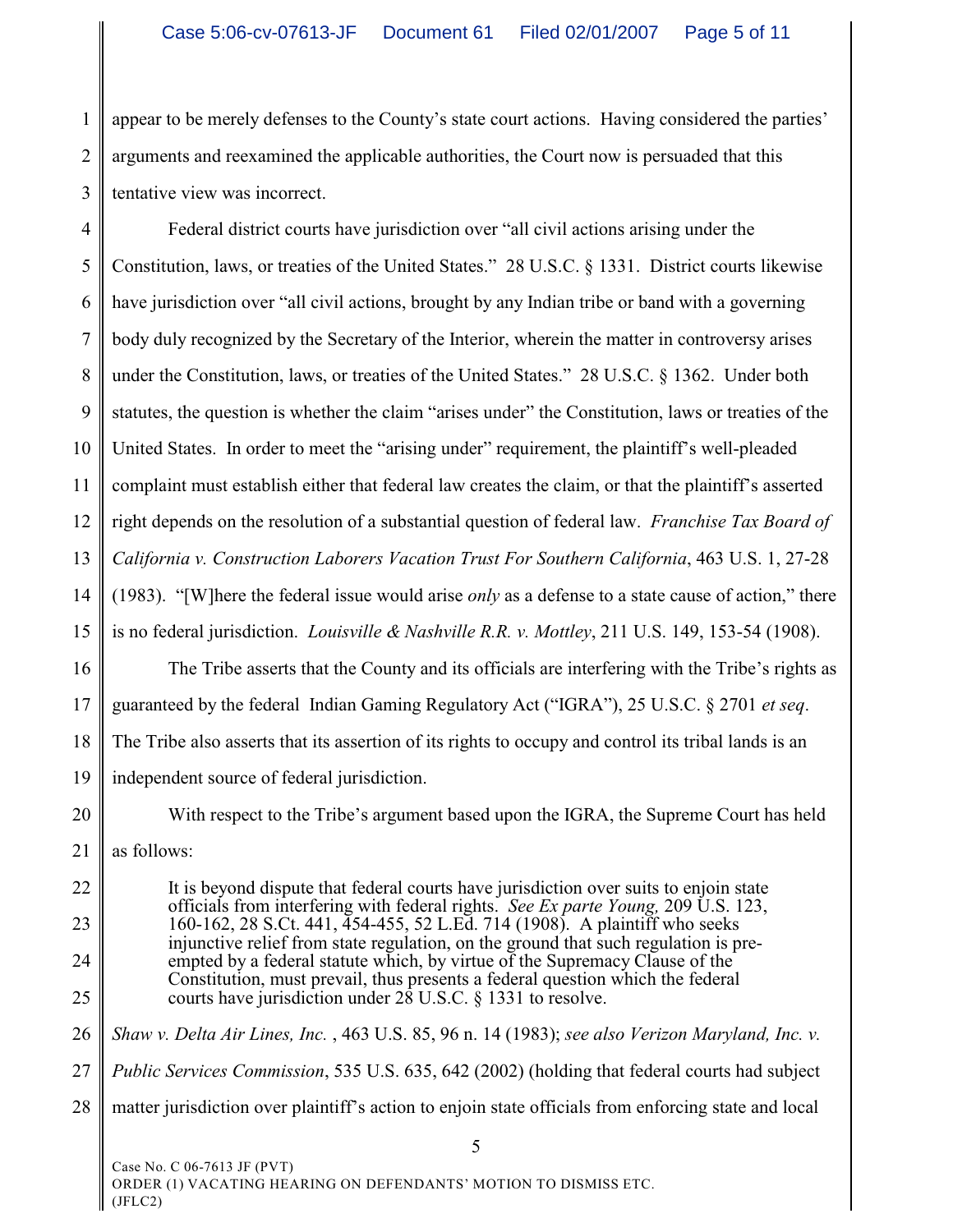appear to be merely defenses to the County's state court actions. Having considered the parties' arguments and reexamined the applicable authorities, the Court now is persuaded that this tentative view was incorrect.

Federal district courts have jurisdiction over "all civil actions arising under the Constitution, laws, or treaties of the United States." 28 U.S.C. § 1331. District courts likewise have jurisdiction over "all civil actions, brought by any Indian tribe or band with a governing body duly recognized by the Secretary of the Interior, wherein the matter in controversy arises under the Constitution, laws, or treaties of the United States." 28 U.S.C. § 1362. Under both statutes, the question is whether the claim "arises under" the Constitution, laws or treaties of the United States. In order to meet the "arising under" requirement, the plaintiff's well-pleaded complaint must establish either that federal law creates the claim, or that the plaintiff's asserted right depends on the resolution of a substantial question of federal law. *Franchise Tax Board of California v. Construction Laborers Vacation Trust For Southern California*, 463 U.S. 1, 27-28 (1983). "[W]here the federal issue would arise *only* as a defense to a state cause of action," there is no federal jurisdiction. *Louisville & Nashville R.R. v. Mottley*, 211 U.S. 149, 153-54 (1908).

The Tribe asserts that the County and its officials are interfering with the Tribe's rights as guaranteed by the federal Indian Gaming Regulatory Act ("IGRA"), 25 U.S.C. § 2701 *et seq*. The Tribe also asserts that its assertion of its rights to occupy and control its tribal lands is an independent source of federal jurisdiction.

With respect to the Tribe's argument based upon the IGRA, the Supreme Court has held as follows:

> It is beyond dispute that federal courts have jurisdiction over suits to enjoin state officials from interfering with federal rights. *See Ex parte Young,* 209 U.S. 123, 160-162, 28 S.Ct. 441, 454-455, 52 L.Ed. 714 (1908). A plaintiff who seeks injunctive relief from state regulation, on the ground that such regulation is pre-empted by a federal statute which, by virtue of the Supremacy Clause of the Constitution, must prevail, thus presents a federal question which the federal courts have jurisdiction under 28 U.S.C. § 1331 to resolve.

*Shaw v. Delta Air Lines, Inc.* , 463 U.S. 85, 96 n. 14 (1983); *see also Verizon Maryland, Inc. v. Public Services Commission*, 535 U.S. 635, 642 (2002) (holding that federal courts had subject matter jurisdiction over plaintiff's action to enjoin state officials from enforcing state and local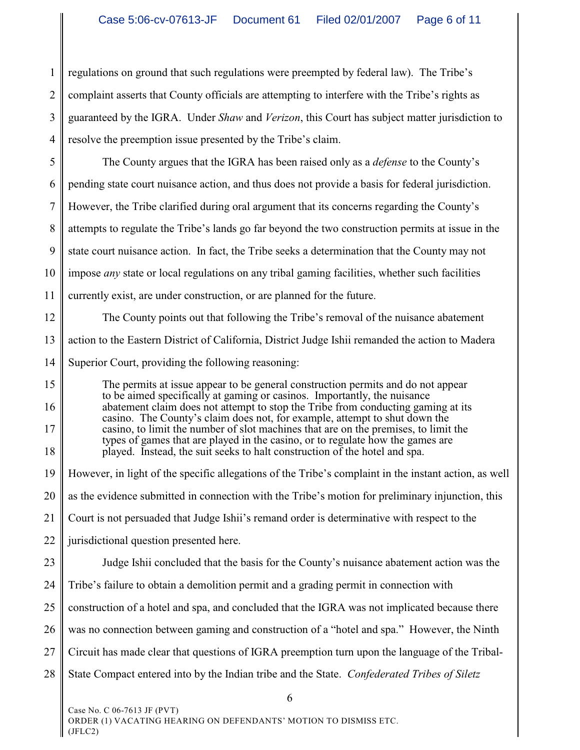regulations on ground that such regulations were preempted by federal law). The Tribe's complaint asserts that County officials are attempting to interfere with the Tribe's rights as guaranteed by the IGRA. Under *Shaw* and *Verizon*, this Court has subject matter jurisdiction to resolve the preemption issue presented by the Tribe's claim.

The County argues that the IGRA has been raised only as a *defense* to the County's pending state court nuisance action, and thus does not provide a basis for federal jurisdiction. However, the Tribe clarified during oral argument that its concerns regarding the County's attempts to regulate the Tribe's lands go far beyond the two construction permits at issue in the state court nuisance action. In fact, the Tribe seeks a determination that the County may not impose *any* state or local regulations on any tribal gaming facilities, whether such facilities currently exist, are under construction, or are planned for the future.

The County points out that following the Tribe's removal of the nuisance abatement action to the Eastern District of California, District Judge Ishii remanded the action to Madera Superior Court, providing the following reasoning:

> The permits at issue appear to be general construction permits and do not appear to be aimed specifically at gaming or casinos. Importantly, the nuisance abatement claim does not attempt to stop the Tribe from conducting gaming at its casino. The County's claim does not, for example, attempt to shut down the casino, to limit the number of slot machines that are on the premises, to limit the types of games that are played in the casino, or to regulate how the games are played. Instead, the suit seeks to halt construction of the hotel and spa.

However, in light of the specific allegations of the Tribe's complaint in the instant action, as well as the evidence submitted in connection with the Tribe's motion for preliminary injunction, this Court is not persuaded that Judge Ishii's remand order is determinative with respect to the jurisdictional question presented here.

Judge Ishii concluded that the basis for the County's nuisance abatement action was the Tribe's failure to obtain a demolition permit and a grading permit in connection with construction of a hotel and spa, and concluded that the IGRA was not implicated because there was no connection between gaming and construction of a "hotel and spa." However, the Ninth Circuit has made clear that questions of IGRA preemption turn upon the language of the Tribal-State Compact entered into by the Indian tribe and the State. *Confederated Tribes of Siletz*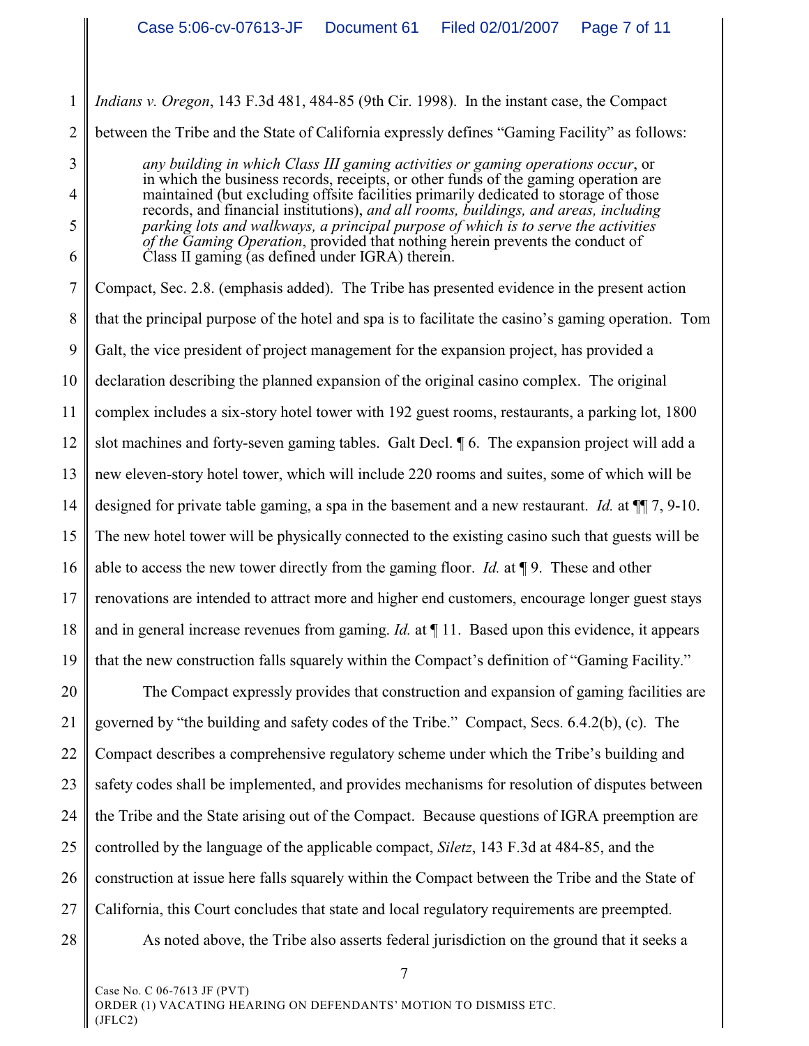*Indians v. Oregon*, 143 F.3d 481, 484-85 (9th Cir. 1998). In the instant case, the Compact between the Tribe and the State of California expressly defines "Gaming Facility" as follows:

> *any building in which Class III gaming activities or gaming operations occur*, or in which the business records, receipts, or other funds of the gaming operation are maintained (but excluding offsite facilities primarily dedicated to storage of those records, and financial institutions), *and all rooms, buildings, and areas, including parking lots and walkways, a principal purpose of which is to serve the activities of the Gaming Operation*, provided that nothing herein prevents the conduct of Class II gaming (as defined under IGRA) therein.

Compact, Sec. 2.8. (emphasis added). The Tribe has presented evidence in the present action that the principal purpose of the hotel and spa is to facilitate the casino's gaming operation. Tom Galt, the vice president of project management for the expansion project, has provided a declaration describing the planned expansion of the original casino complex. The original complex includes a six-story hotel tower with 192 guest rooms, restaurants, a parking lot, 1800 slot machines and forty-seven gaming tables. Galt Decl. ¶ 6. The expansion project will add a new eleven-story hotel tower, which will include 220 rooms and suites, some of which will be designed for private table gaming, a spa in the basement and a new restaurant. *Id.* at ¶¶ 7, 9-10. The new hotel tower will be physically connected to the existing casino such that guests will be able to access the new tower directly from the gaming floor. *Id.* at ¶ 9. These and other renovations are intended to attract more and higher end customers, encourage longer guest stays and in general increase revenues from gaming. *Id.* at ¶ 11. Based upon this evidence, it appears that the new construction falls squarely within the Compact's definition of "Gaming Facility."

The Compact expressly provides that construction and expansion of gaming facilities are governed by "the building and safety codes of the Tribe." Compact, Secs. 6.4.2(b), (c). The Compact describes a comprehensive regulatory scheme under which the Tribe's building and safety codes shall be implemented, and provides mechanisms for resolution of disputes between the Tribe and the State arising out of the Compact. Because questions of IGRA preemption are controlled by the language of the applicable compact, *Siletz*, 143 F.3d at 484-85, and the construction at issue here falls squarely within the Compact between the Tribe and the State of California, this Court concludes that state and local regulatory requirements are preempted.

As noted above, the Tribe also asserts federal jurisdiction on the ground that it seeks a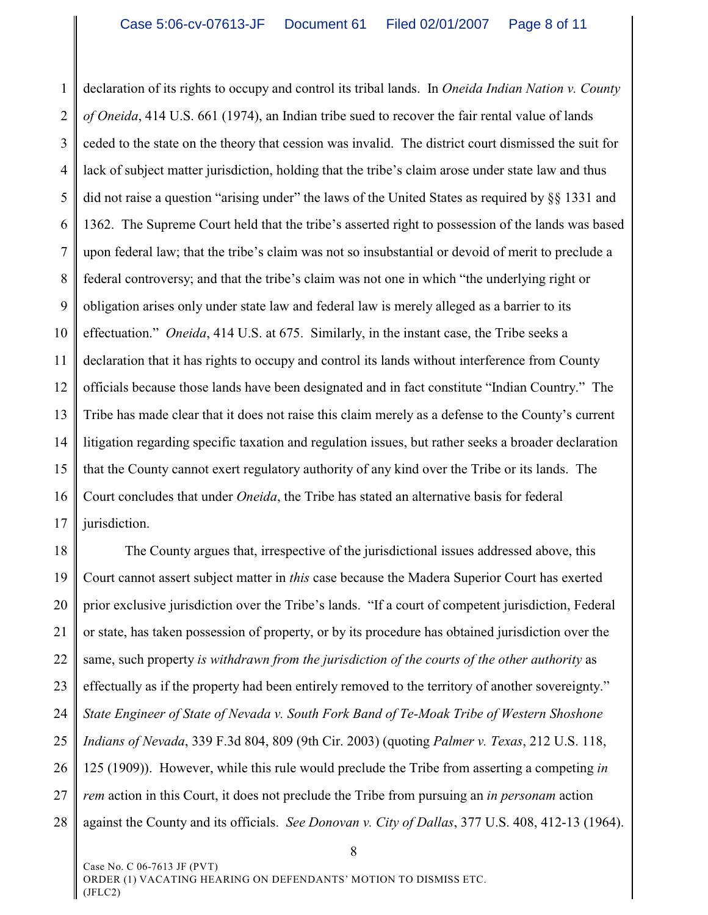declaration of its rights to occupy and control its tribal lands. In *Oneida Indian Nation v. County of Oneida*, 414 U.S. 661 (1974), an Indian tribe sued to recover the fair rental value of lands ceded to the state on the theory that cession was invalid. The district court dismissed the suit for lack of subject matter jurisdiction, holding that the tribe's claim arose under state law and thus did not raise a question "arising under" the laws of the United States as required by §§ 1331 and 1362. The Supreme Court held that the tribe's asserted right to possession of the lands was based upon federal law; that the tribe's claim was not so insubstantial or devoid of merit to preclude a federal controversy; and that the tribe's claim was not one in which "the underlying right or obligation arises only under state law and federal law is merely alleged as a barrier to its effectuation." *Oneida*, 414 U.S. at 675. Similarly, in the instant case, the Tribe seeks a declaration that it has rights to occupy and control its lands without interference from County officials because those lands have been designated and in fact constitute "Indian Country." The Tribe has made clear that it does not raise this claim merely as a defense to the County's current litigation regarding specific taxation and regulation issues, but rather seeks a broader declaration that the County cannot exert regulatory authority of any kind over the Tribe or its lands. The Court concludes that under *Oneida*, the Tribe has stated an alternative basis for federal jurisdiction.

The County argues that, irrespective of the jurisdictional issues addressed above, this Court cannot assert subject matter in *this* case because the Madera Superior Court has exerted prior exclusive jurisdiction over the Tribe's lands. "If a court of competent jurisdiction, Federal or state, has taken possession of property, or by its procedure has obtained jurisdiction over the same, such property *is withdrawn from the jurisdiction of the courts of the other authority* as effectually as if the property had been entirely removed to the territory of another sovereignty." *State Engineer of State of Nevada v. South Fork Band of Te-Moak Tribe of Western Shoshone Indians of Nevada*, 339 F.3d 804, 809 (9th Cir. 2003) (quoting *Palmer v. Texas*, 212 U.S. 118, 125 (1909)). However, while this rule would preclude the Tribe from asserting a competing *in rem* action in this Court, it does not preclude the Tribe from pursuing an *in personam* action against the County and its officials. *See Donovan v. City of Dallas*, 377 U.S. 408, 412-13 (1964).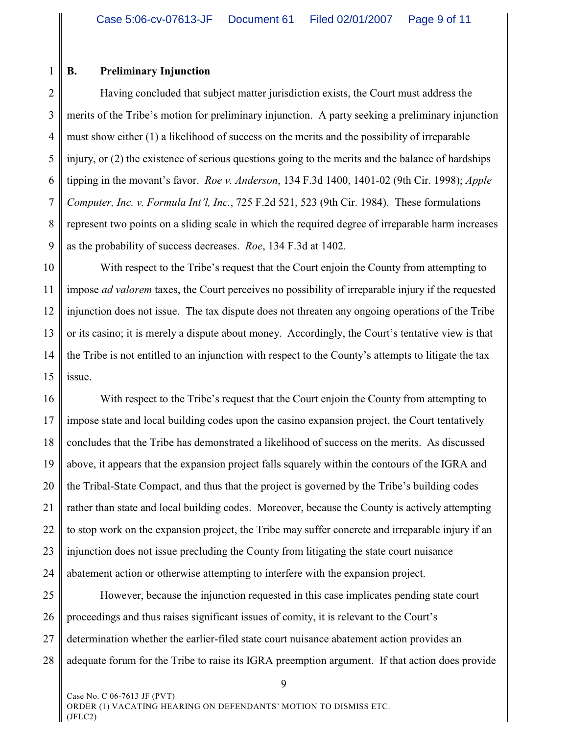### B. Preliminary Injunction

Having concluded that subject matter jurisdiction exists, the Court must address the merits of the Tribe's motion for preliminary injunction. A party seeking a preliminary injunction must show either (1) a likelihood of success on the merits and the possibility of irreparable injury, or (2) the existence of serious questions going to the merits and the balance of hardships tipping in the movant's favor. *Roe v. Anderson*, 134 F.3d 1400, 1401-02 (9th Cir. 1998); *Apple Computer, Inc. v. Formula Int'l, Inc.*, 725 F.2d 521, 523 (9th Cir. 1984). These formulations represent two points on a sliding scale in which the required degree of irreparable harm increases as the probability of success decreases. *Roe*, 134 F.3d at 1402.

With respect to the Tribe's request that the Court enjoin the County from attempting to impose *ad valorem* taxes, the Court perceives no possibility of irreparable injury if the requested injunction does not issue. The tax dispute does not threaten any ongoing operations of the Tribe or its casino; it is merely a dispute about money. Accordingly, the Court's tentative view is that the Tribe is not entitled to an injunction with respect to the County's attempts to litigate the tax issue.

With respect to the Tribe's request that the Court enjoin the County from attempting to impose state and local building codes upon the casino expansion project, the Court tentatively concludes that the Tribe has demonstrated a likelihood of success on the merits. As discussed above, it appears that the expansion project falls squarely within the contours of the IGRA and the Tribal-State Compact, and thus that the project is governed by the Tribe's building codes rather than state and local building codes. Moreover, because the County is actively attempting to stop work on the expansion project, the Tribe may suffer concrete and irreparable injury if an injunction does not issue precluding the County from litigating the state court nuisance abatement action or otherwise attempting to interfere with the expansion project.

However, because the injunction requested in this case implicates pending state court proceedings and thus raises significant issues of comity, it is relevant to the Court's determination whether the earlier-filed state court nuisance abatement action provides an adequate forum for the Tribe to raise its IGRA preemption argument. If that action does provide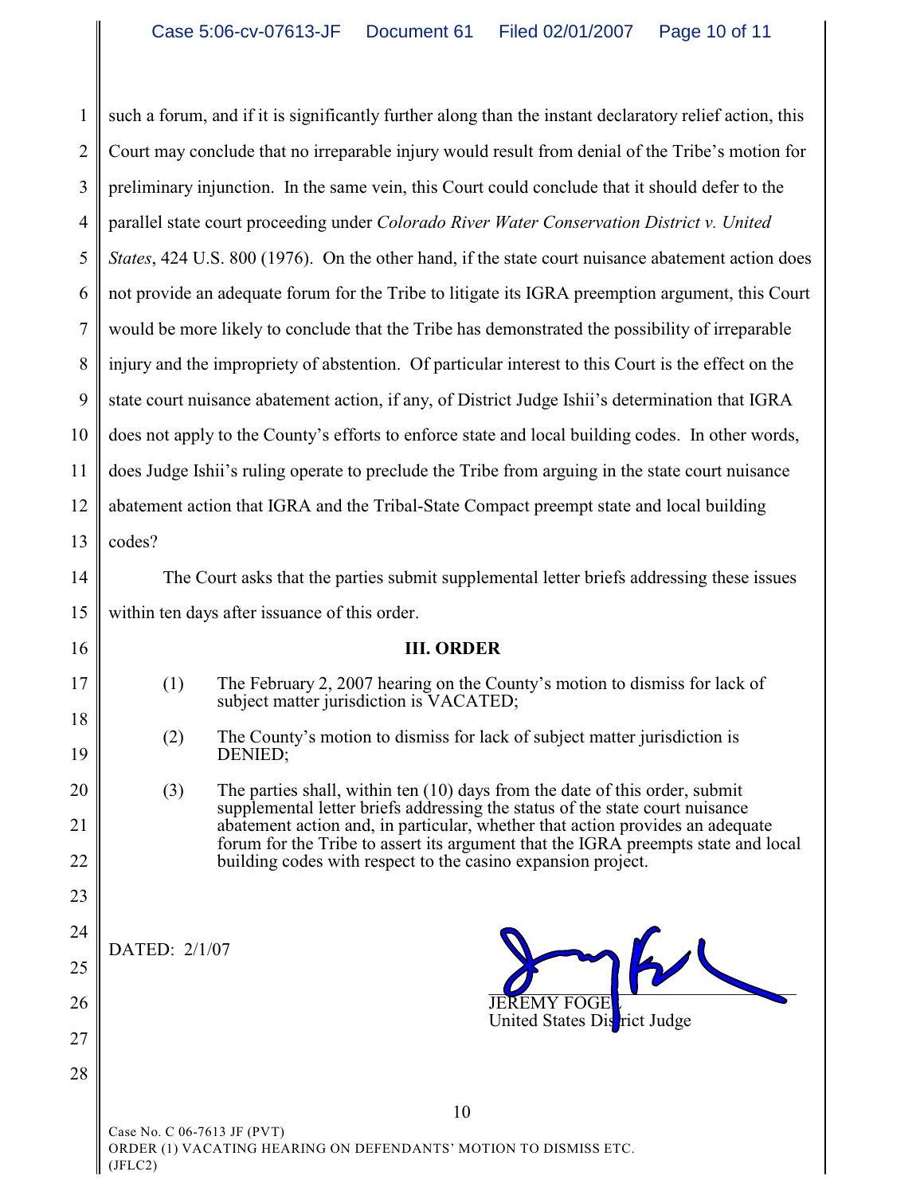such a forum, and if it is significantly further along than the instant declaratory relief action, this Court may conclude that no irreparable injury would result from denial of the Tribe's motion for preliminary injunction. In the same vein, this Court could conclude that it should defer to the parallel state court proceeding under *Colorado River Water Conservation District v. United States*, 424 U.S. 800 (1976). On the other hand, if the state court nuisance abatement action does not provide an adequate forum for the Tribe to litigate its IGRA preemption argument, this Court would be more likely to conclude that the Tribe has demonstrated the possibility of irreparable injury and the impropriety of abstention. Of particular interest to this Court is the effect on the state court nuisance abatement action, if any, of District Judge Ishii's determination that IGRA does not apply to the County's efforts to enforce state and local building codes. In other words, does Judge Ishii's ruling operate to preclude the Tribe from arguing in the state court nuisance abatement action that IGRA and the Tribal-State Compact preempt state and local building codes?

The Court asks that the parties submit supplemental letter briefs addressing these issues within ten days after issuance of this order.

## III. ORDER

(1) The February 2, 2007 hearing on the County's motion to dismiss for lack of subject matter jurisdiction is VACATED;

(2) The County's motion to dismiss for lack of subject matter jurisdiction is DENIED;

(3) The parties shall, within ten (10) days from the date of this order, submit supplemental letter briefs addressing the status of the state court nuisance abatement action and, in particular, whether that action provides an adequate forum for the Tribe to assert its argument that the IGRA preempts state and local building codes with respect to the casino expansion project.

DATED: 2/1/07

JEREMY FOGEL
United States District Judge

Case No. C 06-7613 JF (PVT)
ORDER (1) VACATING HEARING ON DEFENDANTS' MOTION TO DISMISS ETC.
(JFLC2)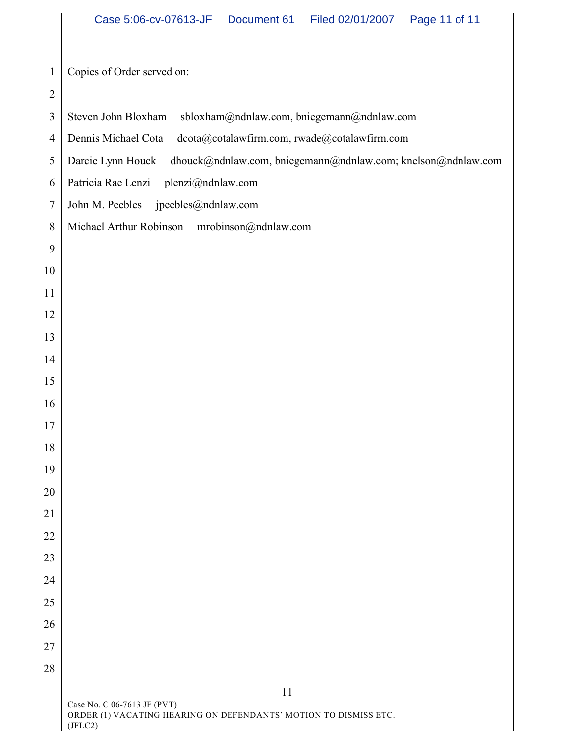Copies of Order served on:

Steven John Bloxham     sbloxham@ndnlaw.com, bniegemann@ndnlaw.com

Dennis Michael Cota     dcota@cotalawfirm.com, rwade@cotalawfirm.com

Darcie Lynn Houck     dhouck@ndnlaw.com, bniegemann@ndnlaw.com; knelson@ndnlaw.com

Patricia Rae Lenzi     plenzi@ndnlaw.com

John M. Peebles     jpeebles@ndnlaw.com

Michael Arthur Robinson     mrobinson@ndnlaw.com

Case No. C 06-7613 JF (PVT)
ORDER (1) VACATING HEARING ON DEFENDANTS' MOTION TO DISMISS ETC.
(JFLC2)